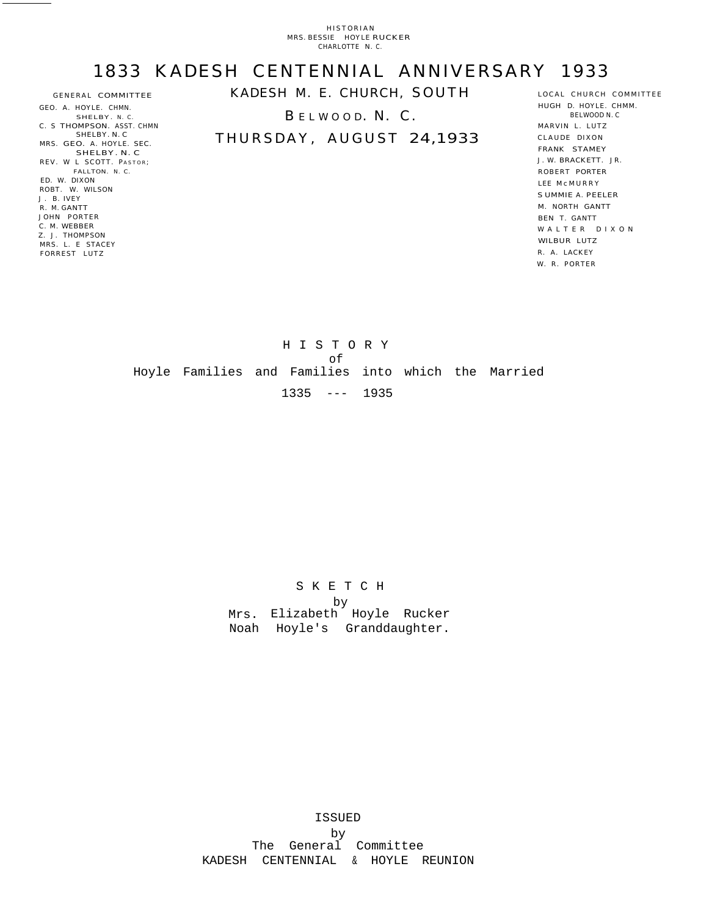HISTORIAN
MRS. BESSIE HOYLE RUCKER
CHARLOTTE N. C.

# 1833 KADESH CENTENNIAL ANNIVERSARY 1933

## KADESH M. E. CHURCH, SOUTH

## BELWOOD. N. C.

## THURSDAY, AUGUST 24,1933

**GENERAL COMMITTEE**

GEO. A. HOYLE. CHMN.
SHELBY. N. C.
C. S THOMPSON. ASST. CHMN
SHELBY. N. C
MRS. GEO. A. HOYLE. SEC.
SHELBY. N. C
REV. W L SCOTT. PASTOR;
FALLTON. N. C.
ED. W. DIXON
ROBT. W. WILSON
J. B. IVEY
R. M. GANTT
JOHN PORTER
C. M. WEBBER
Z. J. THOMPSON
MRS. L. E STACEY
FORREST LUTZ

**LOCAL CHURCH COMMITTEE**

HUGH D. HOYLE. CHMM.
BELWOOD N. C
MARVIN L. LUTZ
CLAUDE DIXON
FRANK STAMEY
J. W. BRACKETT. JR.
ROBERT PORTER
LEE McMURRY
SUMMIE A. PEELER
M. NORTH GANTT
BEN T. GANTT
WALTER DIXON
WILBUR LUTZ
R. A. LACKEY
W. R. PORTER

# HISTORY
of
Hoyle Families and Families into which the Married

1335 --- 1935

## SKETCH
by
Mrs. Elizabeth Hoyle Rucker
Noah Hoyle's Granddaughter.

ISSUED
by
The General Committee
KADESH CENTENNIAL & HOYLE REUNION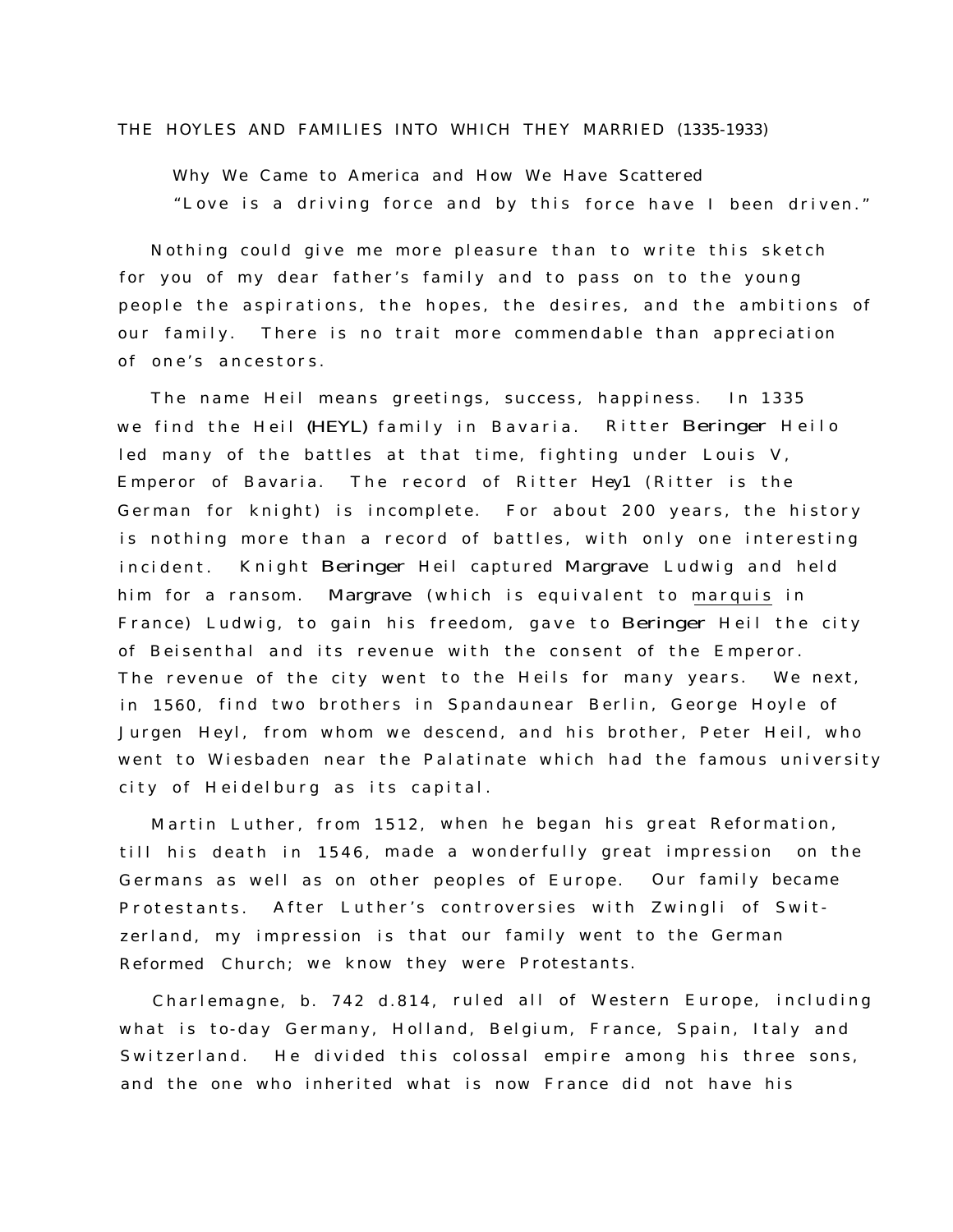THE HOYLES AND FAMILIES INTO WHICH THEY MARRIED (1335-1933)

Why We Came to America and How We Have Scattered
"Love is a driving force and by this force have I been driven."

Nothing could give me more pleasure than to write this sketch for you of my dear father's family and to pass on to the young people the aspirations, the hopes, the desires, and the ambitions of our family. There is no trait more commendable than appreciation of one's ancestors.

The name Heil means greetings, success, happiness. In 1335 we find the Heil (HEYL) family in Bavaria. Ritter Beringer Heilo led many of the battles at that time, fighting under Louis V, Emperor of Bavaria. The record of Ritter Hey1 (Ritter is the German for knight) is incomplete. For about 200 years, the history is nothing more than a record of battles, with only one interesting incident. Knight Beringer Heil captured Margrave Ludwig and held him for a ransom. Margrave (which is equivalent to marquis in France) Ludwig, to gain his freedom, gave to Beringer Heil the city of Beisenthal and its revenue with the consent of the Emperor. The revenue of the city went to the Heils for many years. We next, in 1560, find two brothers in Spandaunear Berlin, George Hoyle of Jurgen Heyl, from whom we descend, and his brother, Peter Heil, who went to Wiesbaden near the Palatinate which had the famous university city of Heidelburg as its capital.

Martin Luther, from 1512, when he began his great Reformation, till his death in 1546, made a wonderfully great impression on the Germans as well as on other peoples of Europe. Our family became Protestants. After Luther's controversies with Zwingli of Switzerland, my impression is that our family went to the German Reformed Church; we know they were Protestants.

Charlemagne, b. 742 d.814, ruled all of Western Europe, including what is to-day Germany, Holland, Belgium, France, Spain, Italy and Switzerland. He divided this colossal empire among his three sons, and the one who inherited what is now France did not have his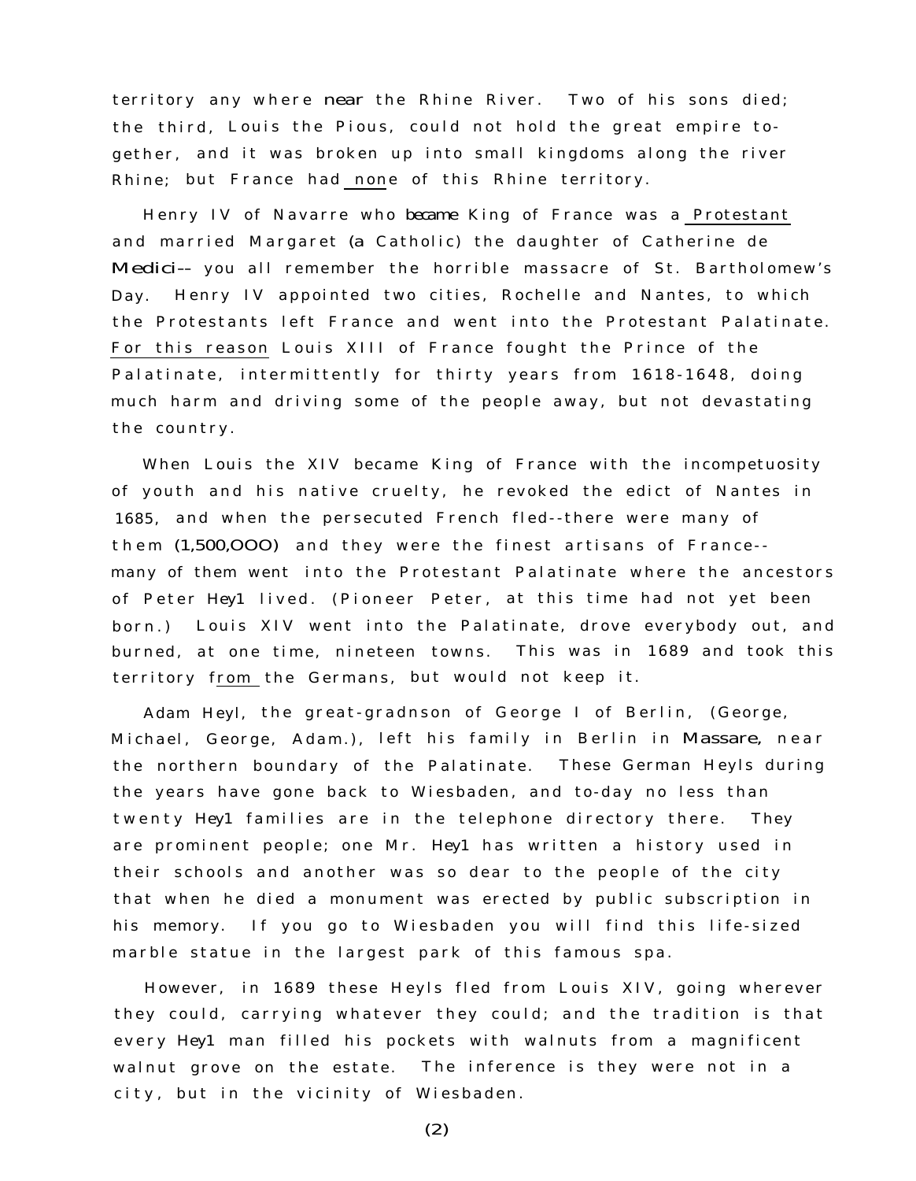territory any where near the Rhine River. Two of his sons died; the third, Louis the Pious, could not hold the great empire together, and it was broken up into small kingdoms along the river Rhine; but France had none of this Rhine territory.

Henry IV of Navarre who became King of France was a Protestant and married Margaret (a Catholic) the daughter of Catherine de Medici-- you all remember the horrible massacre of St. Bartholomew's Day. Henry IV appointed two cities, Rochelle and Nantes, to which the Protestants left France and went into the Protestant Palatinate. For this reason Louis XIII of France fought the Prince of the Palatinate, intermittently for thirty years from 1618-1648, doing much harm and driving some of the people away, but not devastating the country.

When Louis the XIV became King of France with the incompetuosity of youth and his native cruelty, he revoked the edict of Nantes in 1685, and when the persecuted French fled--there were many of them (1,500,OOO) and they were the finest artisans of France-- many of them went into the Protestant Palatinate where the ancestors of Peter Hey1 lived. (Pioneer Peter, at this time had not yet been born.) Louis XIV went into the Palatinate, drove everybody out, and burned, at one time, nineteen towns. This was in 1689 and took this territory from the Germans, but would not keep it.

Adam Heyl, the great-gradnson of George I of Berlin, (George, Michael, George, Adam.), left his family in Berlin in Massare, near the northern boundary of the Palatinate. These German Heyls during the years have gone back to Wiesbaden, and to-day no less than twenty Hey1 families are in the telephone directory there. They are prominent people; one Mr. Hey1 has written a history used in their schools and another was so dear to the people of the city that when he died a monument was erected by public subscription in his memory. If you go to Wiesbaden you will find this life-sized marble statue in the largest park of this famous spa.

However, in 1689 these Heyls fled from Louis XIV, going wherever they could, carrying whatever they could; and the tradition is that every Hey1 man filled his pockets with walnuts from a magnificent walnut grove on the estate. The inference is they were not in a city, but in the vicinity of Wiesbaden.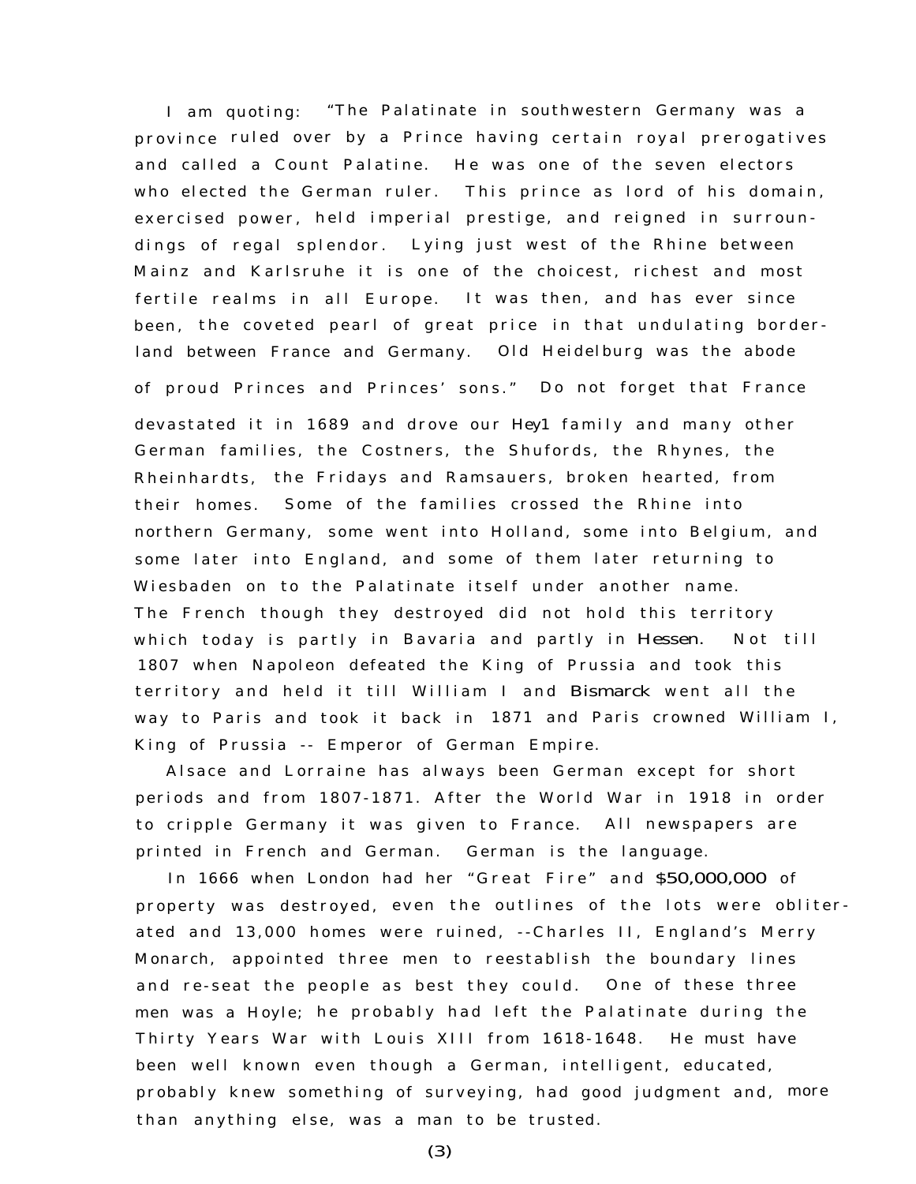I am quoting: "The Palatinate in southwestern Germany was a province ruled over by a Prince having certain royal prerogatives and called a Count Palatine. He was one of the seven electors who elected the German ruler. This prince as lord of his domain, exercised power, held imperial prestige, and reigned in surroundings of regal splendor. Lying just west of the Rhine between Mainz and Karlsruhe it is one of the choicest, richest and most fertile realms in all Europe. It was then, and has ever since been, the coveted pearl of great price in that undulating borderland between France and Germany. Old Heidelburg was the abode of proud Princes and Princes' sons." Do not forget that France devastated it in 1689 and drove our Heyl family and many other German families, the Costners, the Shufords, the Rhynes, the Rheinhardts, the Fridays and Ramsauers, broken hearted, from their homes. Some of the families crossed the Rhine into northern Germany, some went into Holland, some into Belgium, and some later into England, and some of them later returning to Wiesbaden on to the Palatinate itself under another name. The French though they destroyed did not hold this territory which today is partly in Bavaria and partly in Hessen. Not till 1807 when Napoleon defeated the King of Prussia and took this territory and held it till William I and Bismarck went all the way to Paris and took it back in 1871 and Paris crowned William I, King of Prussia -- Emperor of German Empire.

Alsace and Lorraine has always been German except for short periods and from 1807-1871. After the World War in 1918 in order to cripple Germany it was given to France. All newspapers are printed in French and German. German is the language.

In 1666 when London had her "Great Fire" and $50,000,000 of property was destroyed, even the outlines of the lots were obliterated and 13,000 homes were ruined, --Charles II, England's Merry Monarch, appointed three men to reestablish the boundary lines and re-seat the people as best they could. One of these three men was a Hoyle; he probably had left the Palatinate during the Thirty Years War with Louis XIII from 1618-1648. He must have been well known even though a German, intelligent, educated, probably knew something of surveying, had good judgment and, more than anything else, was a man to be trusted.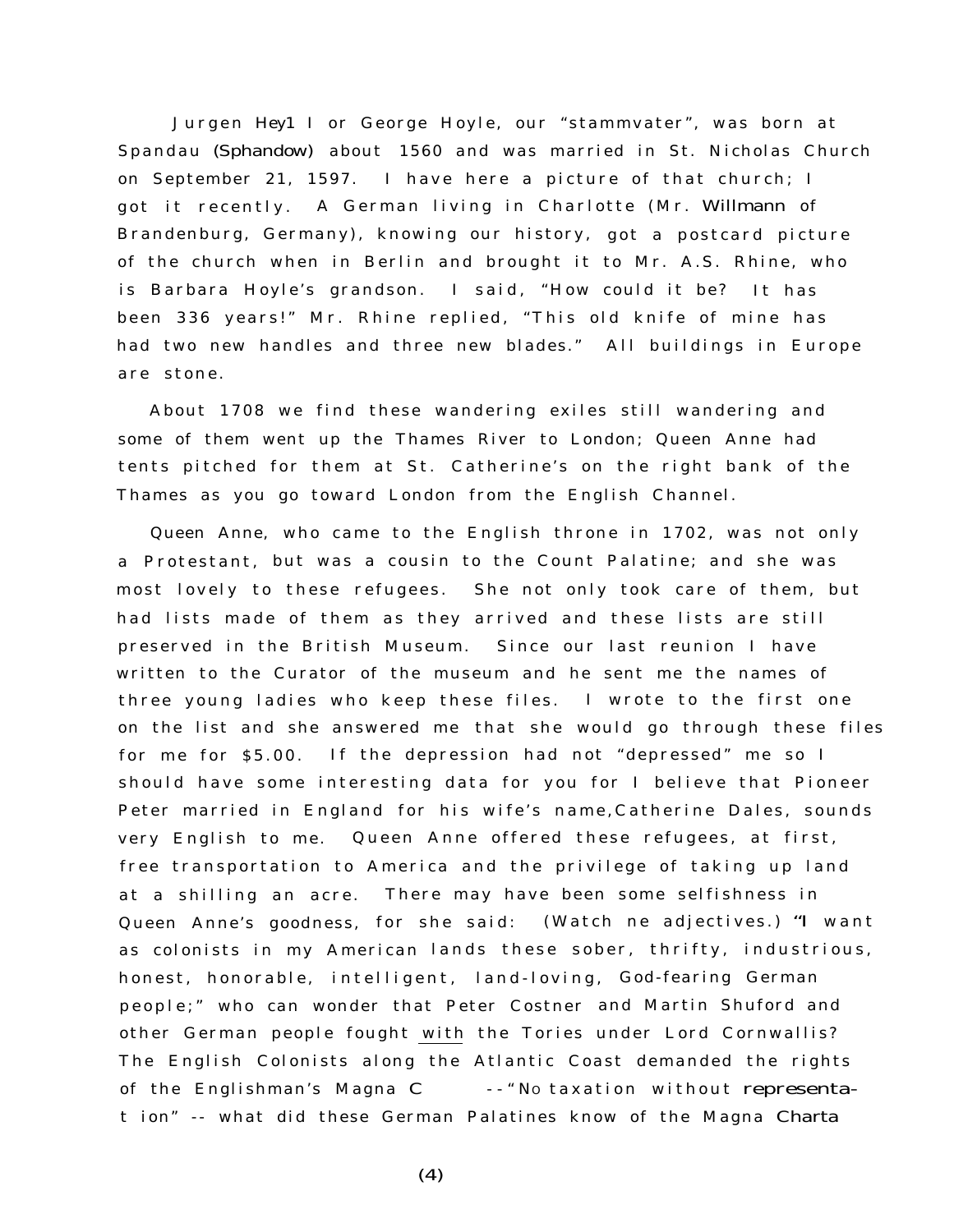Jurgen Hey1 I or George Hoyle, our "stammvater", was born at Spandau (Sphandow) about 1560 and was married in St. Nicholas Church on September 21, 1597. I have here a picture of that church; I got it recently. A German living in Charlotte (Mr. Willmann of Brandenburg, Germany), knowing our history, got a postcard picture of the church when in Berlin and brought it to Mr. A.S. Rhine, who is Barbara Hoyle's grandson. I said, "How could it be? It has been 336 years!" Mr. Rhine replied, "This old knife of mine has had two new handles and three new blades." All buildings in Europe are stone.

About 1708 we find these wandering exiles still wandering and some of them went up the Thames River to London; Queen Anne had tents pitched for them at St. Catherine's on the right bank of the Thames as you go toward London from the English Channel.

Queen Anne, who came to the English throne in 1702, was not only a Protestant, but was a cousin to the Count Palatine; and she was most lovely to these refugees. She not only took care of them, but had lists made of them as they arrived and these lists are still preserved in the British Museum. Since our last reunion I have written to the Curator of the museum and he sent me the names of three young ladies who keep these files. I wrote to the first one on the list and she answered me that she would go through these files for me for $5.00. If the depression had not "depressed" me so I should have some interesting data for you for I believe that Pioneer Peter married in England for his wife's name,Catherine Dales, sounds very English to me. Queen Anne offered these refugees, at first, free transportation to America and the privilege of taking up land at a shilling an acre. There may have been some selfishness in Queen Anne's goodness, for she said: (Watch ne adjectives.) "I want as colonists in my American lands these sober, thrifty, industrious, honest, honorable, intelligent, land-loving, God-fearing German people;" who can wonder that Peter Costner and Martin Shuford and other German people fought <u>with</u> the Tories under Lord Cornwallis? The English Colonists along the Atlantic Coast demanded the rights of the Englishman's Magna C --"No taxation without representa- t ion" -- what did these German Palatines know of the Magna Charta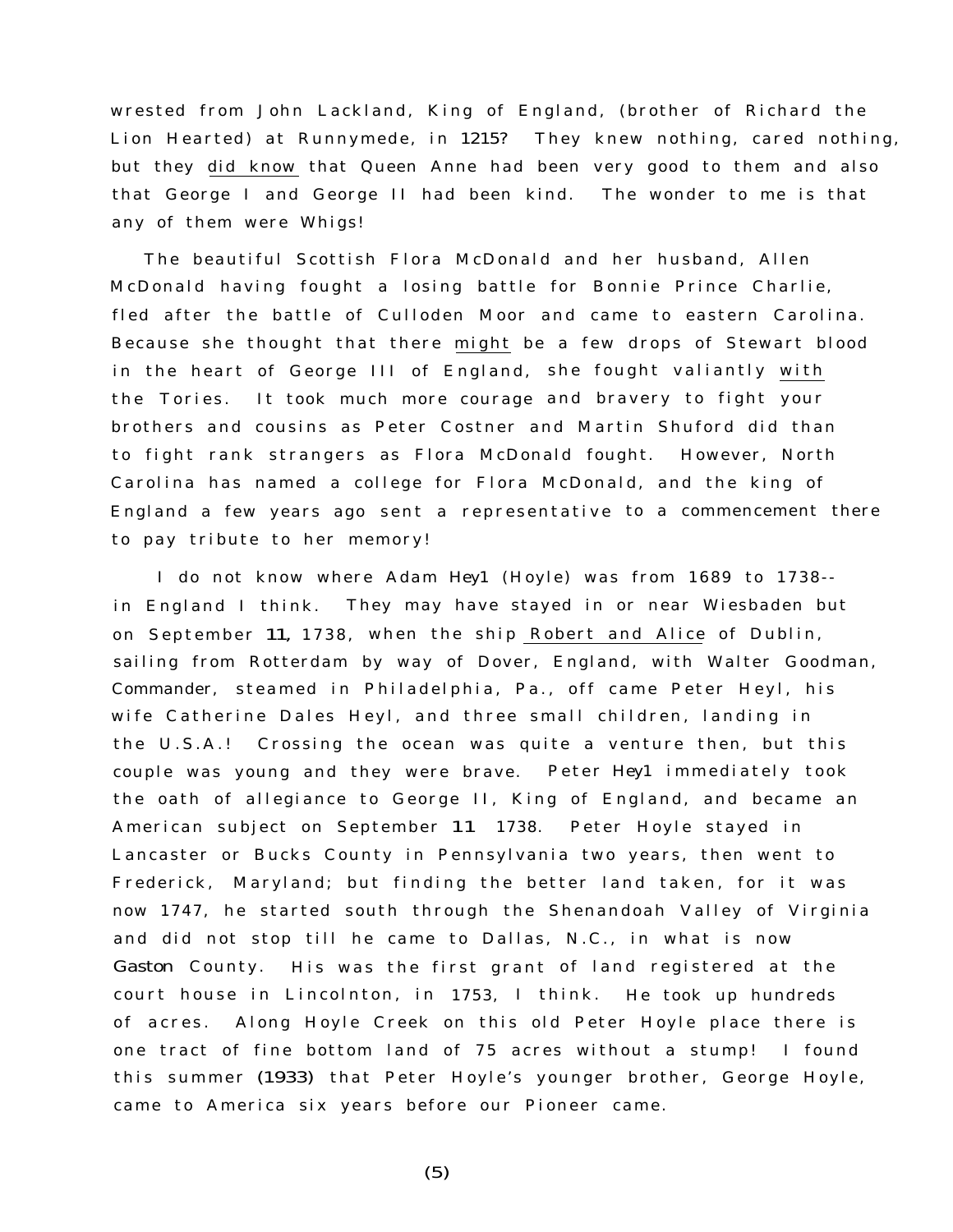wrested from John Lackland, King of England, (brother of Richard the Lion Hearted) at Runnymede, in 1215? They knew nothing, cared nothing, but they did know that Queen Anne had been very good to them and also that George I and George II had been kind. The wonder to me is that any of them were Whigs!

The beautiful Scottish Flora McDonald and her husband, Allen McDonald having fought a losing battle for Bonnie Prince Charlie, fled after the battle of Culloden Moor and came to eastern Carolina. Because she thought that there might be a few drops of Stewart blood in the heart of George III of England, she fought valiantly with the Tories. It took much more courage and bravery to fight your brothers and cousins as Peter Costner and Martin Shuford did than to fight rank strangers as Flora McDonald fought. However, North Carolina has named a college for Flora McDonald, and the king of England a few years ago sent a representative to a commencement there to pay tribute to her memory!

I do not know where Adam Heyl (Hoyle) was from 1689 to 1738-- in England I think. They may have stayed in or near Wiesbaden but on September 11, 1738, when the ship Robert and Alice of Dublin, sailing from Rotterdam by way of Dover, England, with Walter Goodman, Commander, steamed in Philadelphia, Pa., off came Peter Heyl, his wife Catherine Dales Heyl, and three small children, landing in the U.S.A.! Crossing the ocean was quite a venture then, but this couple was young and they were brave. Peter Heyl immediately took the oath of allegiance to George II, King of England, and became an American subject on September 11 1738. Peter Hoyle stayed in Lancaster or Bucks County in Pennsylvania two years, then went to Frederick, Maryland; but finding the better land taken, for it was now 1747, he started south through the Shenandoah Valley of Virginia and did not stop till he came to Dallas, N.C., in what is now Gaston County. His was the first grant of land registered at the court house in Lincolnton, in 1753, I think. He took up hundreds of acres. Along Hoyle Creek on this old Peter Hoyle place there is one tract of fine bottom land of 75 acres without a stump! I found this summer (1933) that Peter Hoyle's younger brother, George Hoyle, came to America six years before our Pioneer came.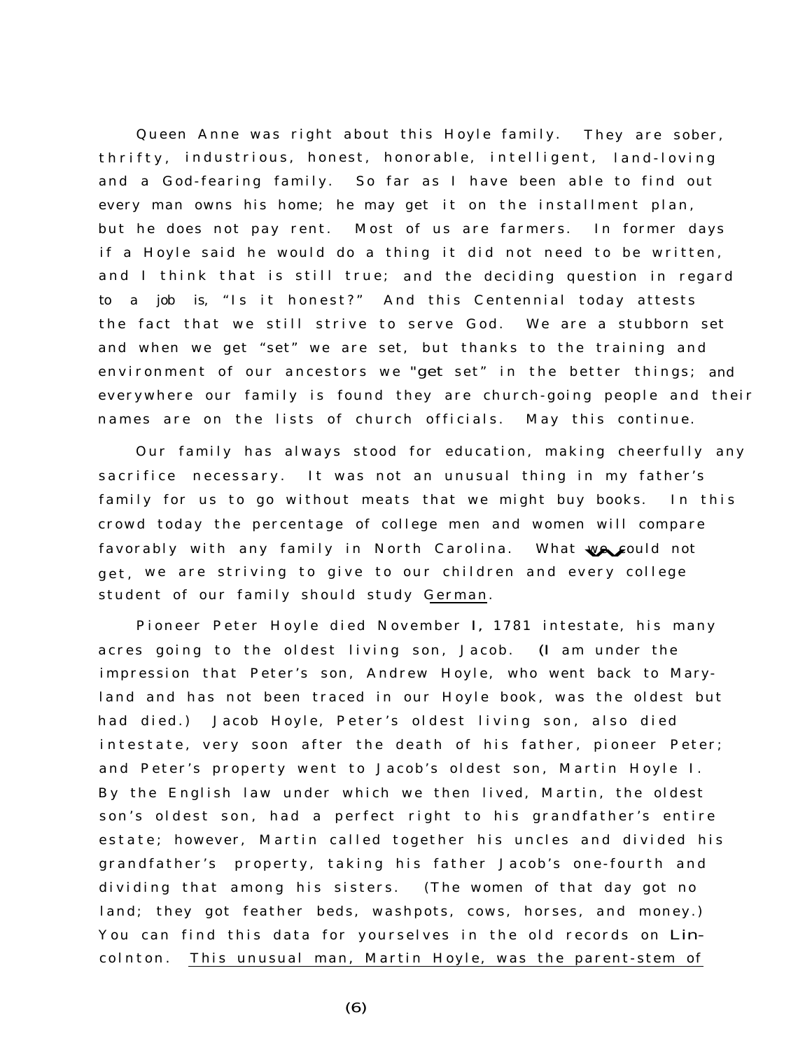Queen Anne was right about this Hoyle family. They are sober, thrifty, industrious, honest, honorable, intelligent, land-loving and a God-fearing family. So far as I have been able to find out every man owns his home; he may get it on the installment plan, but he does not pay rent. Most of us are farmers. In former days if a Hoyle said he would do a thing it did not need to be written, and I think that is still true; and the deciding question in regard to a job is, "Is it honest?" And this Centennial today attests the fact that we still strive to serve God. We are a stubborn set and when we get "set" we are set, but thanks to the training and environment of our ancestors we "get set" in the better things; and everywhere our family is found they are church-going people and their names are on the lists of church officials. May this continue.

Our family has always stood for education, making cheerfully any sacrifice necessary. It was not an unusual thing in my father's family for us to go without meats that we might buy books. In this crowd today the percentage of college men and women will compare favorably with any family in North Carolina. What we could not get, we are striving to give to our children and every college student of our family should study German.

Pioneer Peter Hoyle died November 1, 1781 intestate, his many acres going to the oldest living son, Jacob. (I am under the impression that Peter's son, Andrew Hoyle, who went back to Maryland and has not been traced in our Hoyle book, was the oldest but had died.) Jacob Hoyle, Peter's oldest living son, also died intestate, very soon after the death of his father, pioneer Peter; and Peter's property went to Jacob's oldest son, Martin Hoyle I. By the English law under which we then lived, Martin, the oldest son's oldest son, had a perfect right to his grandfather's entire estate; however, Martin called together his uncles and divided his grandfather's property, taking his father Jacob's one-fourth and dividing that among his sisters. (The women of that day got no land; they got feather beds, washpots, cows, horses, and money.) You can find this data for yourselves in the old records on Lincolnton. This unusual man, Martin Hoyle, was the parent-stem of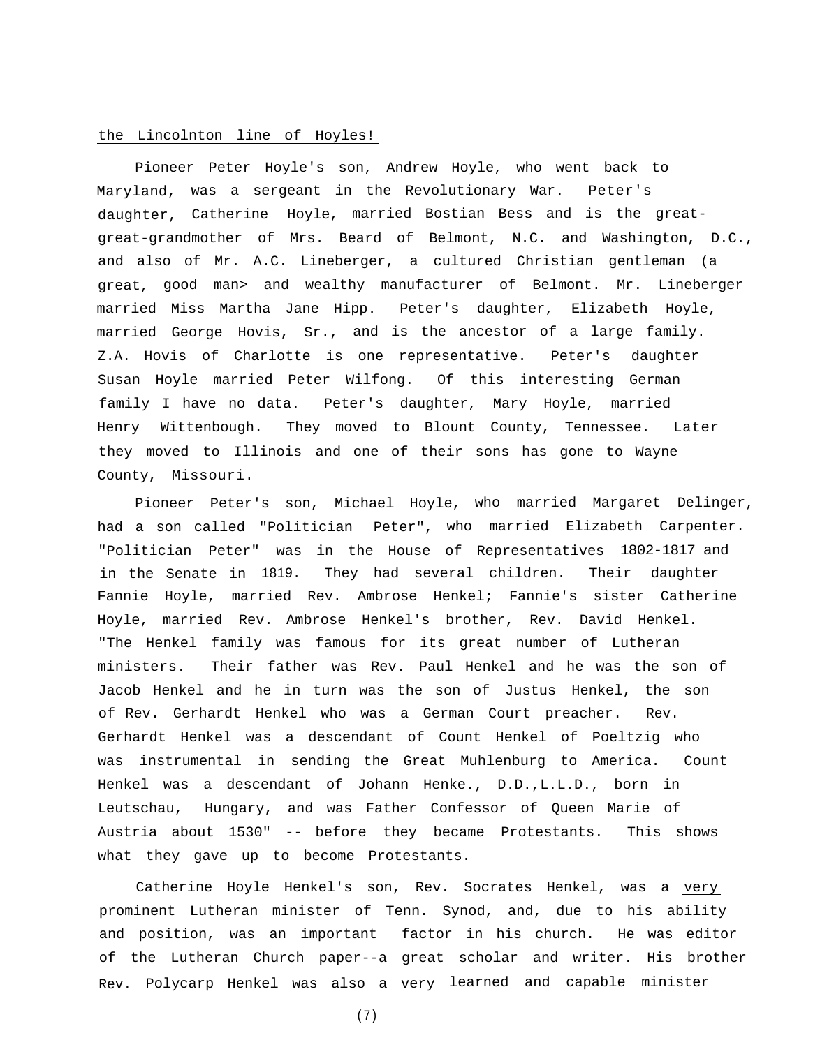the Lincolnton line of Hoyles!

Pioneer Peter Hoyle's son, Andrew Hoyle, who went back to Maryland, was a sergeant in the Revolutionary War. Peter's daughter, Catherine Hoyle, married Bostian Bess and is the great-great-grandmother of Mrs. Beard of Belmont, N.C. and Washington, D.C., and also of Mr. A.C. Lineberger, a cultured Christian gentleman (a great, good man> and wealthy manufacturer of Belmont. Mr. Lineberger married Miss Martha Jane Hipp. Peter's daughter, Elizabeth Hoyle, married George Hovis, Sr., and is the ancestor of a large family. Z.A. Hovis of Charlotte is one representative. Peter's daughter Susan Hoyle married Peter Wilfong. Of this interesting German family I have no data. Peter's daughter, Mary Hoyle, married Henry Wittenbough. They moved to Blount County, Tennessee. Later they moved to Illinois and one of their sons has gone to Wayne County, Missouri.

Pioneer Peter's son, Michael Hoyle, who married Margaret Delinger, had a son called "Politician Peter", who married Elizabeth Carpenter. "Politician Peter" was in the House of Representatives 1802-1817 and in the Senate in 1819. They had several children. Their daughter Fannie Hoyle, married Rev. Ambrose Henkel; Fannie's sister Catherine Hoyle, married Rev. Ambrose Henkel's brother, Rev. David Henkel. "The Henkel family was famous for its great number of Lutheran ministers. Their father was Rev. Paul Henkel and he was the son of Jacob Henkel and he in turn was the son of Justus Henkel, the son of Rev. Gerhardt Henkel who was a German Court preacher. Rev. Gerhardt Henkel was a descendant of Count Henkel of Poeltzig who was instrumental in sending the Great Muhlenburg to America. Count Henkel was a descendant of Johann Henke., D.D.,L.L.D., born in Leutschau, Hungary, and was Father Confessor of Queen Marie of Austria about 1530" -- before they became Protestants. This shows what they gave up to become Protestants.

Catherine Hoyle Henkel's son, Rev. Socrates Henkel, was a <u>very</u> prominent Lutheran minister of Tenn. Synod, and, due to his ability and position, was an important factor in his church. He was editor of the Lutheran Church paper--a great scholar and writer. His brother Rev. Polycarp Henkel was also a very learned and capable minister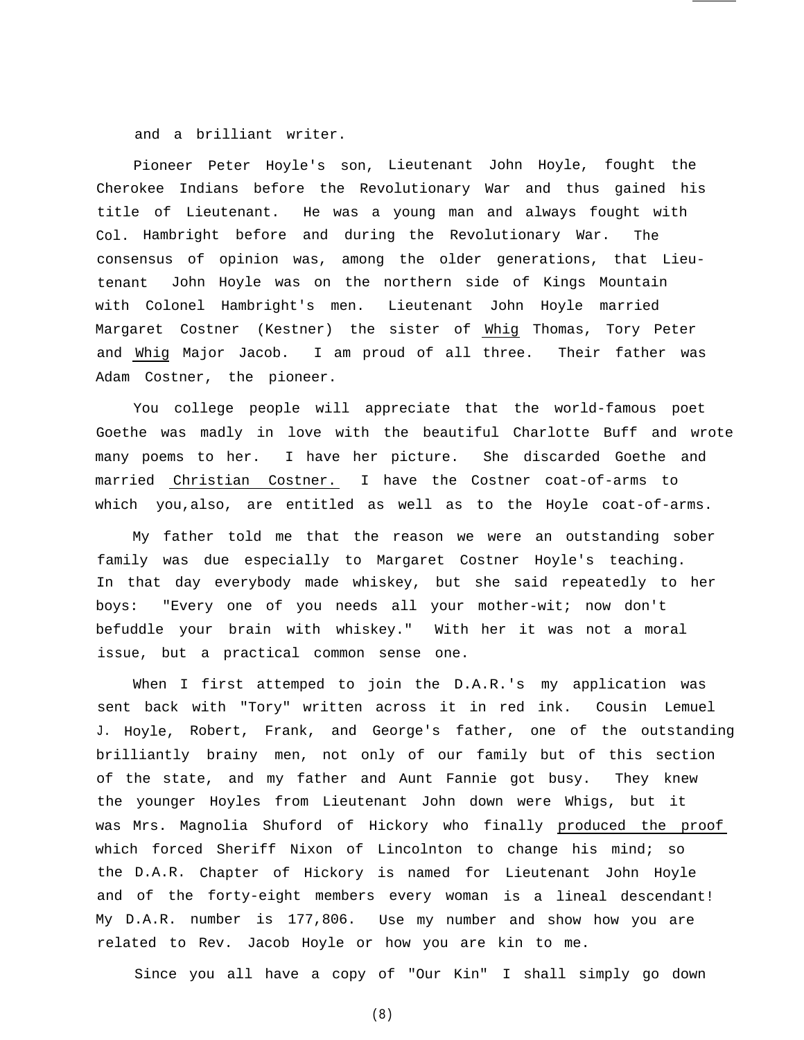and a brilliant writer.

Pioneer Peter Hoyle's son, Lieutenant John Hoyle, fought the Cherokee Indians before the Revolutionary War and thus gained his title of Lieutenant. He was a young man and always fought with Col. Hambright before and during the Revolutionary War. The consensus of opinion was, among the older generations, that Lieutenant John Hoyle was on the northern side of Kings Mountain with Colonel Hambright's men. Lieutenant John Hoyle married Margaret Costner (Kestner) the sister of <u>Whig</u> Thomas, Tory Peter and <u>Whig</u> Major Jacob. I am proud of all three. Their father was Adam Costner, the pioneer.

You college people will appreciate that the world-famous poet Goethe was madly in love with the beautiful Charlotte Buff and wrote many poems to her. I have her picture. She discarded Goethe and married <u>Christian Costner.</u> I have the Costner coat-of-arms to which you,also, are entitled as well as to the Hoyle coat-of-arms.

My father told me that the reason we were an outstanding sober family was due especially to Margaret Costner Hoyle's teaching. In that day everybody made whiskey, but she said repeatedly to her boys: "Every one of you needs all your mother-wit; now don't befuddle your brain with whiskey." With her it was not a moral issue, but a practical common sense one.

When I first attemped to join the D.A.R.'s my application was sent back with "Tory" written across it in red ink. Cousin Lemuel J. Hoyle, Robert, Frank, and George's father, one of the outstanding brilliantly brainy men, not only of our family but of this section of the state, and my father and Aunt Fannie got busy. They knew the younger Hoyles from Lieutenant John down were Whigs, but it was Mrs. Magnolia Shuford of Hickory who finally <u>produced the proof</u> which forced Sheriff Nixon of Lincolnton to change his mind; so the D.A.R. Chapter of Hickory is named for Lieutenant John Hoyle and of the forty-eight members every woman is a lineal descendant! My D.A.R. number is 177,806. Use my number and show how you are related to Rev. Jacob Hoyle or how you are kin to me.

Since you all have a copy of "Our Kin" I shall simply go down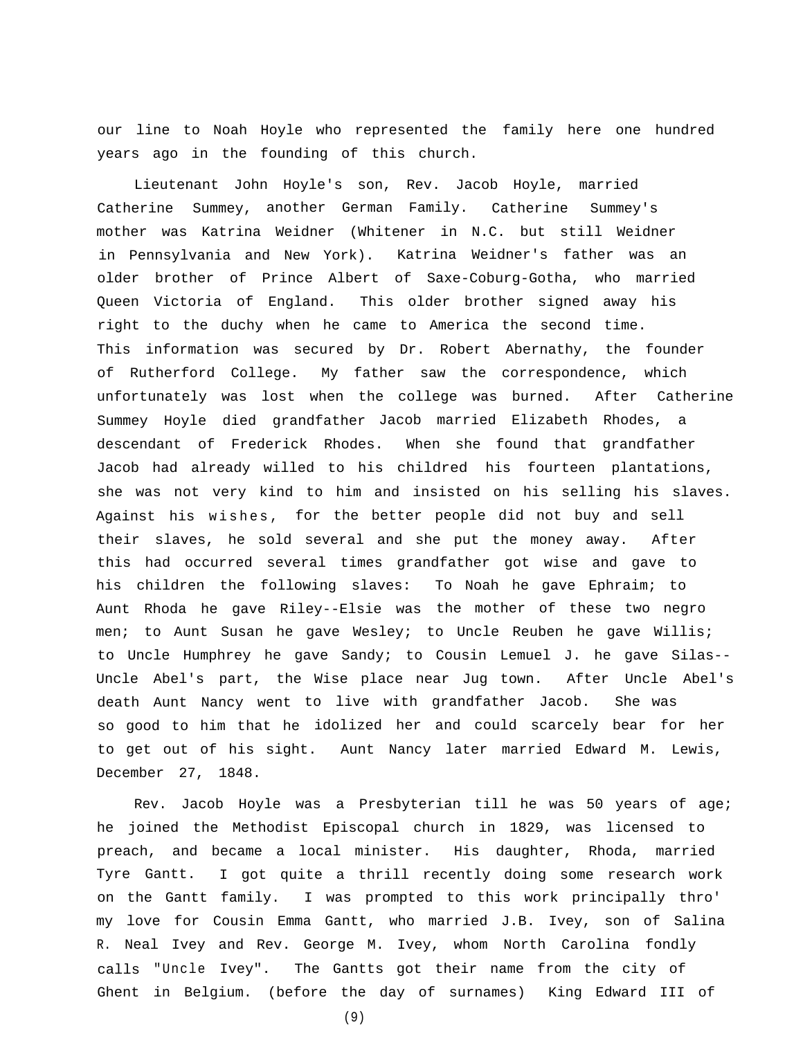our line to Noah Hoyle who represented the family here one hundred years ago in the founding of this church.

Lieutenant John Hoyle's son, Rev. Jacob Hoyle, married Catherine Summey, another German Family. Catherine Summey's mother was Katrina Weidner (Whitener in N.C. but still Weidner in Pennsylvania and New York). Katrina Weidner's father was an older brother of Prince Albert of Saxe-Coburg-Gotha, who married Queen Victoria of England. This older brother signed away his right to the duchy when he came to America the second time. This information was secured by Dr. Robert Abernathy, the founder of Rutherford College. My father saw the correspondence, which unfortunately was lost when the college was burned. After Catherine Summey Hoyle died grandfather Jacob married Elizabeth Rhodes, a descendant of Frederick Rhodes. When she found that grandfather Jacob had already willed to his childred his fourteen plantations, she was not very kind to him and insisted on his selling his slaves. Against his wishes, for the better people did not buy and sell their slaves, he sold several and she put the money away. After this had occurred several times grandfather got wise and gave to his children the following slaves: To Noah he gave Ephraim; to Aunt Rhoda he gave Riley--Elsie was the mother of these two negro men; to Aunt Susan he gave Wesley; to Uncle Reuben he gave Willis; to Uncle Humphrey he gave Sandy; to Cousin Lemuel J. he gave Silas--Uncle Abel's part, the Wise place near Jug town. After Uncle Abel's death Aunt Nancy went to live with grandfather Jacob. She was so good to him that he idolized her and could scarcely bear for her to get out of his sight. Aunt Nancy later married Edward M. Lewis, December 27, 1848.

Rev. Jacob Hoyle was a Presbyterian till he was 50 years of age; he joined the Methodist Episcopal church in 1829, was licensed to preach, and became a local minister. His daughter, Rhoda, married Tyre Gantt. I got quite a thrill recently doing some research work on the Gantt family. I was prompted to this work principally thro' my love for Cousin Emma Gantt, who married J.B. Ivey, son of Salina R. Neal Ivey and Rev. George M. Ivey, whom North Carolina fondly calls "Uncle Ivey". The Gantts got their name from the city of Ghent in Belgium. (before the day of surnames) King Edward III of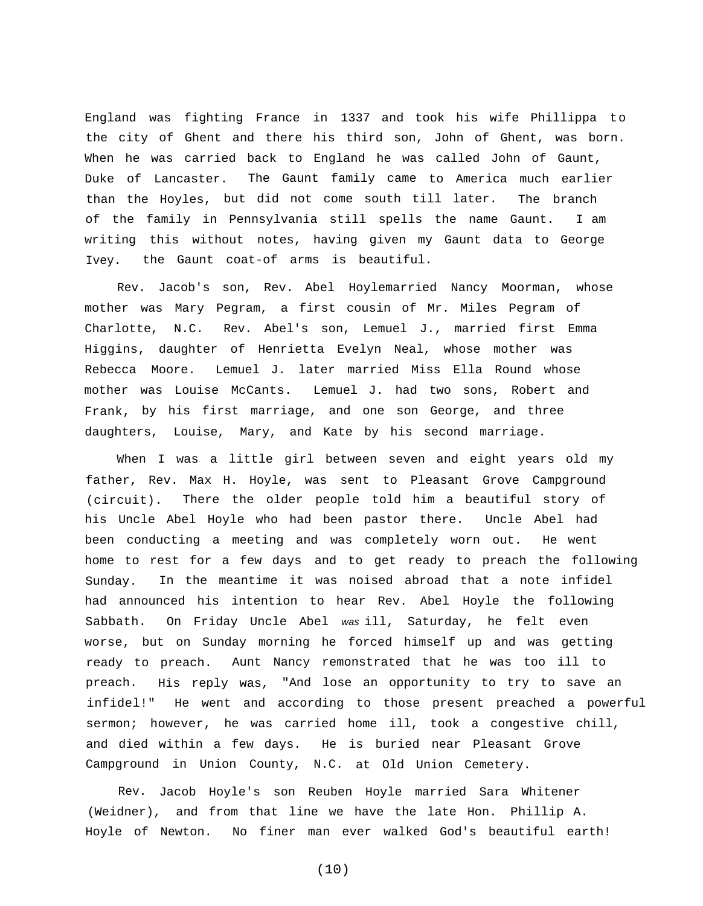England was fighting France in 1337 and took his wife Phillippa to the city of Ghent and there his third son, John of Ghent, was born. When he was carried back to England he was called John of Gaunt, Duke of Lancaster. The Gaunt family came to America much earlier than the Hoyles, but did not come south till later. The branch of the family in Pennsylvania still spells the name Gaunt. I am writing this without notes, having given my Gaunt data to George Ivey. the Gaunt coat-of arms is beautiful.

Rev. Jacob's son, Rev. Abel Hoylemarried Nancy Moorman, whose mother was Mary Pegram, a first cousin of Mr. Miles Pegram of Charlotte, N.C. Rev. Abel's son, Lemuel J., married first Emma Higgins, daughter of Henrietta Evelyn Neal, whose mother was Rebecca Moore. Lemuel J. later married Miss Ella Round whose mother was Louise McCants. Lemuel J. had two sons, Robert and Frank, by his first marriage, and one son George, and three daughters, Louise, Mary, and Kate by his second marriage.

When I was a little girl between seven and eight years old my father, Rev. Max H. Hoyle, was sent to Pleasant Grove Campground (circuit). There the older people told him a beautiful story of his Uncle Abel Hoyle who had been pastor there. Uncle Abel had been conducting a meeting and was completely worn out. He went home to rest for a few days and to get ready to preach the following Sunday. In the meantime it was noised abroad that a note infidel had announced his intention to hear Rev. Abel Hoyle the following Sabbath. On Friday Uncle Abel *was* ill, Saturday, he felt even worse, but on Sunday morning he forced himself up and was getting ready to preach. Aunt Nancy remonstrated that he was too ill to preach. His reply was, "And lose an opportunity to try to save an infidel!" He went and according to those present preached a powerful sermon; however, he was carried home ill, took a congestive chill, and died within a few days. He is buried near Pleasant Grove Campground in Union County, N.C. at Old Union Cemetery.

Rev. Jacob Hoyle's son Reuben Hoyle married Sara Whitener (Weidner), and from that line we have the late Hon. Phillip A. Hoyle of Newton. No finer man ever walked God's beautiful earth!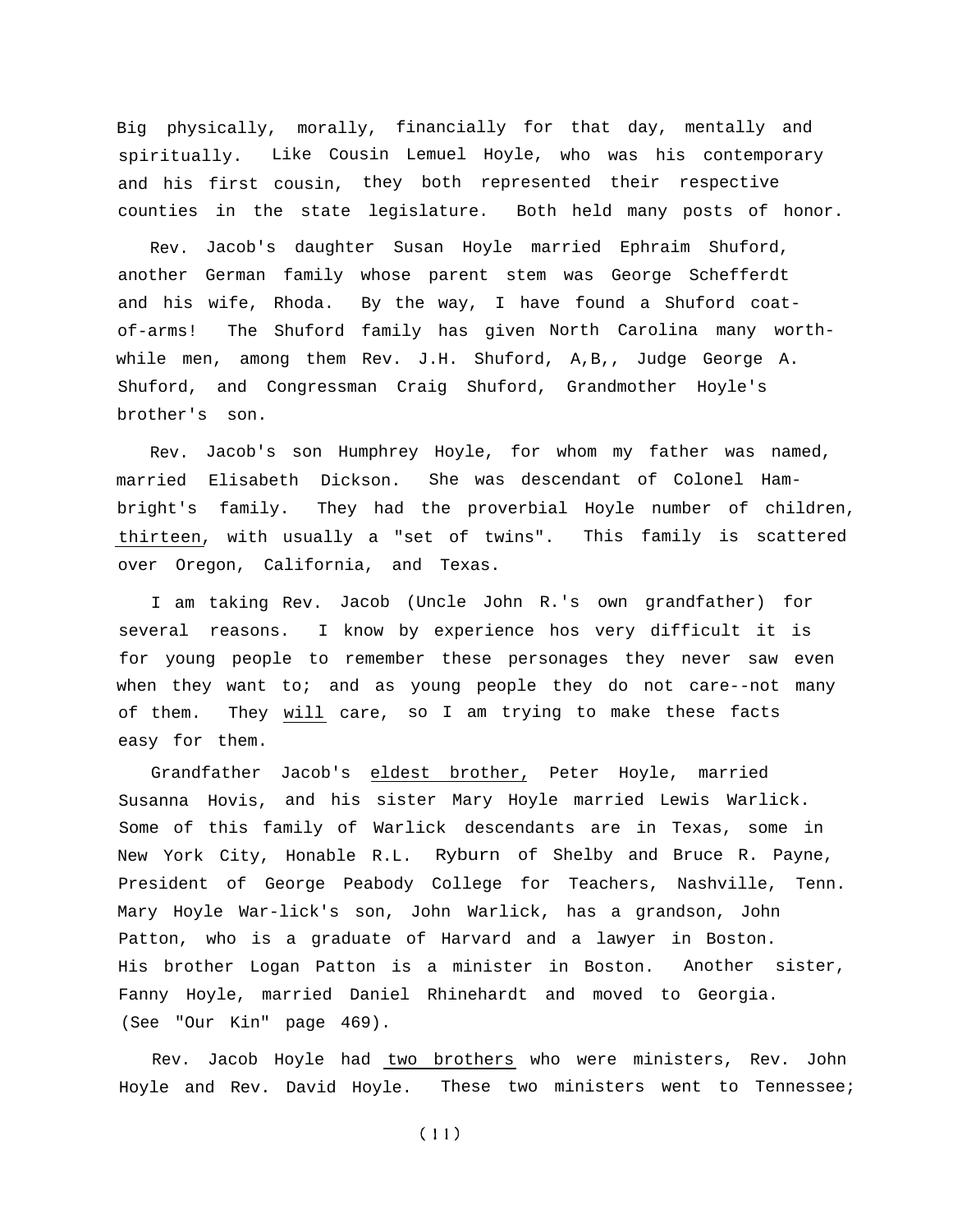Big physically, morally, financially for that day, mentally and spiritually. Like Cousin Lemuel Hoyle, who was his contemporary and his first cousin, they both represented their respective counties in the state legislature. Both held many posts of honor.

Rev. Jacob's daughter Susan Hoyle married Ephraim Shuford, another German family whose parent stem was George Schefferdt and his wife, Rhoda. By the way, I have found a Shuford coat-of-arms! The Shuford family has given North Carolina many worth-while men, among them Rev. J.H. Shuford, A,B,, Judge George A. Shuford, and Congressman Craig Shuford, Grandmother Hoyle's brother's son.

Rev. Jacob's son Humphrey Hoyle, for whom my father was named, married Elisabeth Dickson. She was descendant of Colonel Hambright's family. They had the proverbial Hoyle number of children, thirteen, with usually a "set of twins". This family is scattered over Oregon, California, and Texas.

I am taking Rev. Jacob (Uncle John R.'s own grandfather) for several reasons. I know by experience hos very difficult it is for young people to remember these personages they never saw even when they want to; and as young people they do not care--not many of them. They will care, so I am trying to make these facts easy for them.

Grandfather Jacob's eldest brother, Peter Hoyle, married Susanna Hovis, and his sister Mary Hoyle married Lewis Warlick. Some of this family of Warlick descendants are in Texas, some in New York City, Honable R.L. Ryburn of Shelby and Bruce R. Payne, President of George Peabody College for Teachers, Nashville, Tenn. Mary Hoyle War-lick's son, John Warlick, has a grandson, John Patton, who is a graduate of Harvard and a lawyer in Boston. His brother Logan Patton is a minister in Boston. Another sister, Fanny Hoyle, married Daniel Rhinehardt and moved to Georgia. (See "Our Kin" page 469).

Rev. Jacob Hoyle had two brothers who were ministers, Rev. John Hoyle and Rev. David Hoyle. These two ministers went to Tennessee;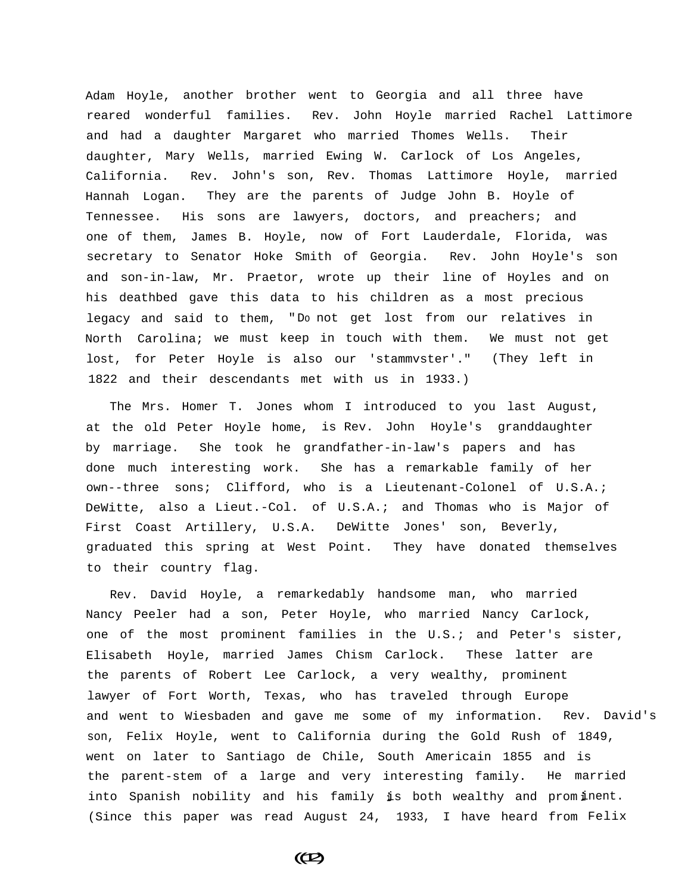Adam Hoyle, another brother went to Georgia and all three have reared wonderful families. Rev. John Hoyle married Rachel Lattimore and had a daughter Margaret who married Thomes Wells. Their daughter, Mary Wells, married Ewing W. Carlock of Los Angeles, California. Rev. John's son, Rev. Thomas Lattimore Hoyle, married Hannah Logan. They are the parents of Judge John B. Hoyle of Tennessee. His sons are lawyers, doctors, and preachers; and one of them, James B. Hoyle, now of Fort Lauderdale, Florida, was secretary to Senator Hoke Smith of Georgia. Rev. John Hoyle's son and son-in-law, Mr. Praetor, wrote up their line of Hoyles and on his deathbed gave this data to his children as a most precious legacy and said to them, "Do not get lost from our relatives in North Carolina; we must keep in touch with them. We must not get lost, for Peter Hoyle is also our 'stammvster'." (They left in 1822 and their descendants met with us in 1933.)

The Mrs. Homer T. Jones whom I introduced to you last August, at the old Peter Hoyle home, is Rev. John Hoyle's granddaughter by marriage. She took he grandfather-in-law's papers and has done much interesting work. She has a remarkable family of her own--three sons; Clifford, who is a Lieutenant-Colonel of U.S.A.; DeWitte, also a Lieut.-Col. of U.S.A.; and Thomas who is Major of First Coast Artillery, U.S.A. DeWitte Jones' son, Beverly, graduated this spring at West Point. They have donated themselves to their country flag.

Rev. David Hoyle, a remarkedably handsome man, who married Nancy Peeler had a son, Peter Hoyle, who married Nancy Carlock, one of the most prominent families in the U.S.; and Peter's sister, Elisabeth Hoyle, married James Chism Carlock. These latter are the parents of Robert Lee Carlock, a very wealthy, prominent lawyer of Fort Worth, Texas, who has traveled through Europe and went to Wiesbaden and gave me some of my information. Rev. David's son, Felix Hoyle, went to California during the Gold Rush of 1849, went on later to Santiago de Chile, South Americain 1855 and is the parent-stem of a large and very interesting family. He married into Spanish nobility and his family is both wealthy and prominent. (Since this paper was read August 24, 1933, I have heard from Felix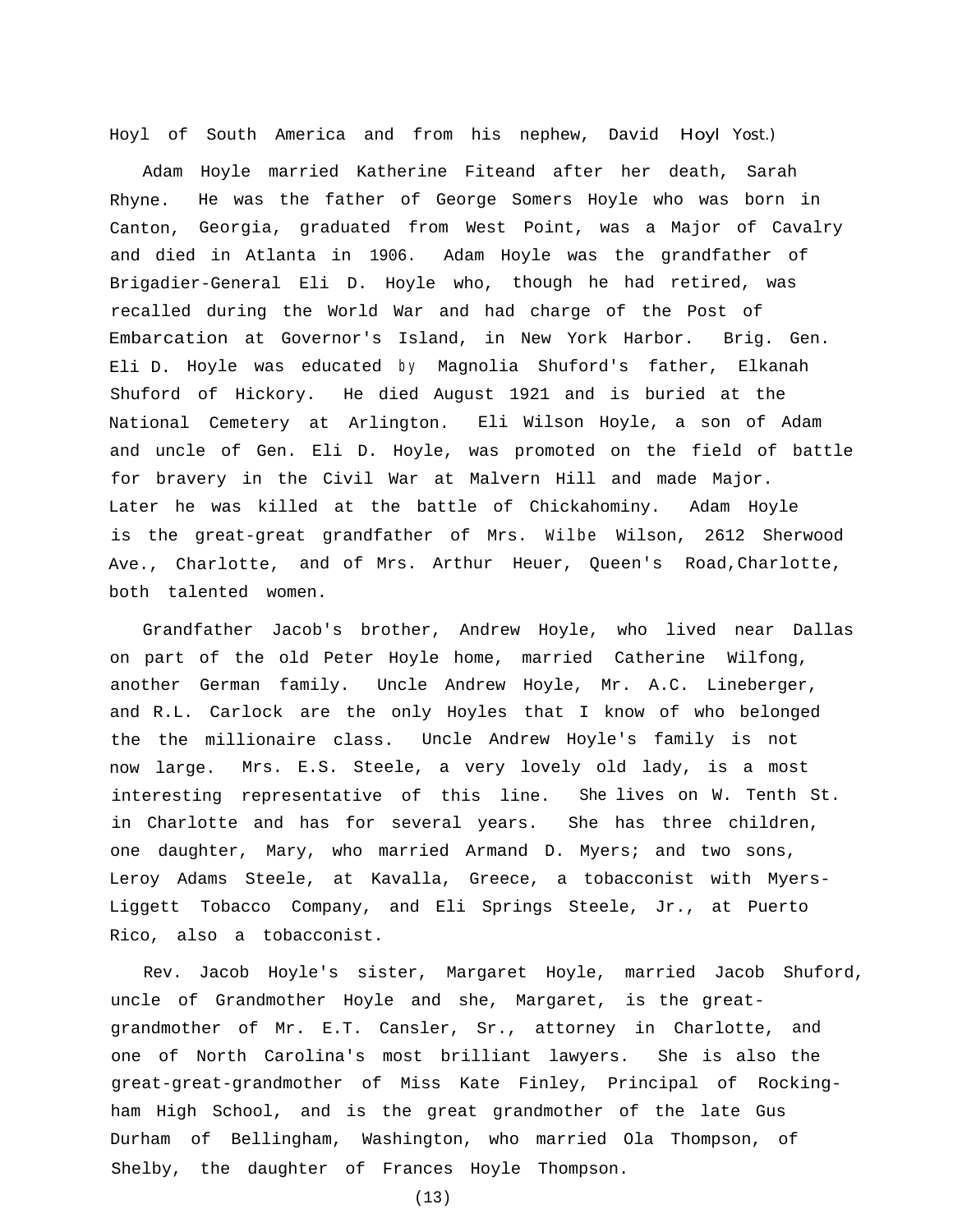Hoyl of South America and from his nephew, David Hoyl Yost.)

Adam Hoyle married Katherine Fiteand after her death, Sarah Rhyne. He was the father of George Somers Hoyle who was born in Canton, Georgia, graduated from West Point, was a Major of Cavalry and died in Atlanta in 1906. Adam Hoyle was the grandfather of Brigadier-General Eli D. Hoyle who, though he had retired, was recalled during the World War and had charge of the Post of Embarcation at Governor's Island, in New York Harbor. Brig. Gen. Eli D. Hoyle was educated by Magnolia Shuford's father, Elkanah Shuford of Hickory. He died August 1921 and is buried at the National Cemetery at Arlington. Eli Wilson Hoyle, a son of Adam and uncle of Gen. Eli D. Hoyle, was promoted on the field of battle for bravery in the Civil War at Malvern Hill and made Major. Later he was killed at the battle of Chickahominy. Adam Hoyle is the great-great grandfather of Mrs. Wilbe Wilson, 2612 Sherwood Ave., Charlotte, and of Mrs. Arthur Heuer, Queen's Road,Charlotte, both talented women.

Grandfather Jacob's brother, Andrew Hoyle, who lived near Dallas on part of the old Peter Hoyle home, married Catherine Wilfong, another German family. Uncle Andrew Hoyle, Mr. A.C. Lineberger, and R.L. Carlock are the only Hoyles that I know of who belonged the the millionaire class. Uncle Andrew Hoyle's family is not now large. Mrs. E.S. Steele, a very lovely old lady, is a most interesting representative of this line. She lives on W. Tenth St. in Charlotte and has for several years. She has three children, one daughter, Mary, who married Armand D. Myers; and two sons, Leroy Adams Steele, at Kavalla, Greece, a tobacconist with Myers-Liggett Tobacco Company, and Eli Springs Steele, Jr., at Puerto Rico, also a tobacconist.

Rev. Jacob Hoyle's sister, Margaret Hoyle, married Jacob Shuford, uncle of Grandmother Hoyle and she, Margaret, is the great-grandmother of Mr. E.T. Cansler, Sr., attorney in Charlotte, and one of North Carolina's most brilliant lawyers. She is also the great-great-grandmother of Miss Kate Finley, Principal of Rockingham High School, and is the great grandmother of the late Gus Durham of Bellingham, Washington, who married Ola Thompson, of Shelby, the daughter of Frances Hoyle Thompson.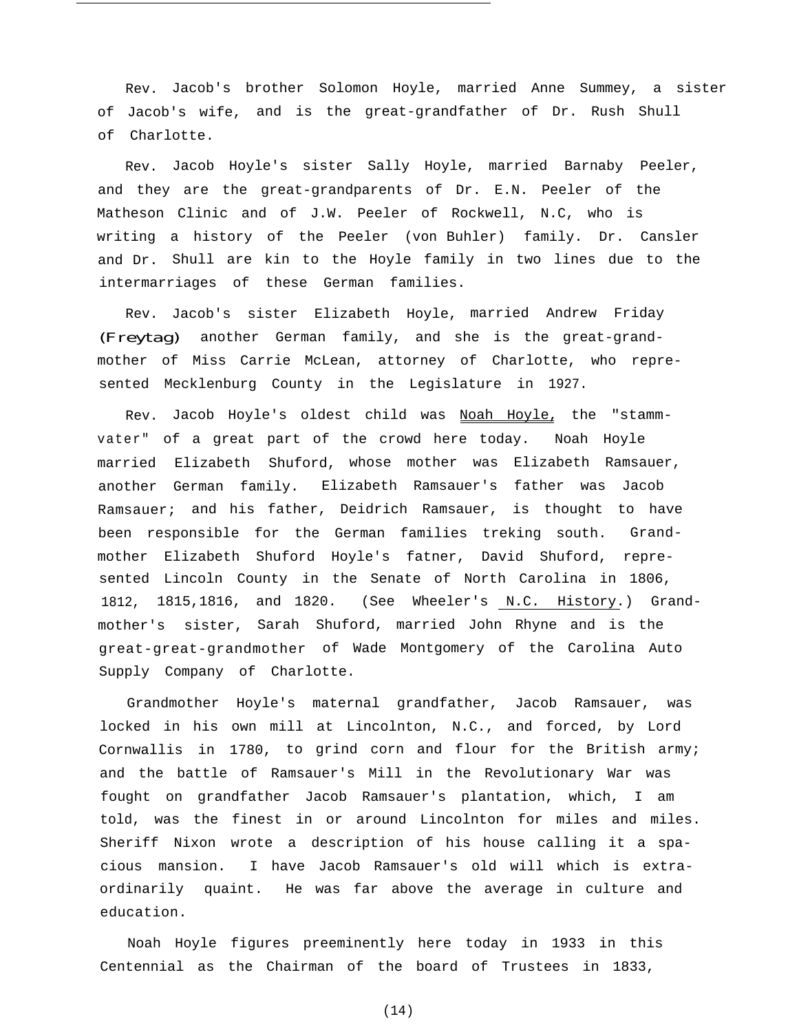Rev. Jacob's brother Solomon Hoyle, married Anne Summey, a sister of Jacob's wife, and is the great-grandfather of Dr. Rush Shull of Charlotte.

Rev. Jacob Hoyle's sister Sally Hoyle, married Barnaby Peeler, and they are the great-grandparents of Dr. E.N. Peeler of the Matheson Clinic and of J.W. Peeler of Rockwell, N.C, who is writing a history of the Peeler (von Buhler) family. Dr. Cansler and Dr. Shull are kin to the Hoyle family in two lines due to the intermarriages of these German families.

Rev. Jacob's sister Elizabeth Hoyle, married Andrew Friday (Freytag) another German family, and she is the great-grand-mother of Miss Carrie McLean, attorney of Charlotte, who represented Mecklenburg County in the Legislature in 1927.

Rev. Jacob Hoyle's oldest child was Noah Hoyle, the "stammvater" of a great part of the crowd here today. Noah Hoyle married Elizabeth Shuford, whose mother was Elizabeth Ramsauer, another German family. Elizabeth Ramsauer's father was Jacob Ramsauer; and his father, Deidrich Ramsauer, is thought to have been responsible for the German families treking south. Grandmother Elizabeth Shuford Hoyle's fatner, David Shuford, represented Lincoln County in the Senate of North Carolina in 1806, 1812, 1815,1816, and 1820. (See Wheeler's N.C. History.) Grandmother's sister, Sarah Shuford, married John Rhyne and is the great-great-grandmother of Wade Montgomery of the Carolina Auto Supply Company of Charlotte.

Grandmother Hoyle's maternal grandfather, Jacob Ramsauer, was locked in his own mill at Lincolnton, N.C., and forced, by Lord Cornwallis in 1780, to grind corn and flour for the British army; and the battle of Ramsauer's Mill in the Revolutionary War was fought on grandfather Jacob Ramsauer's plantation, which, I am told, was the finest in or around Lincolnton for miles and miles. Sheriff Nixon wrote a description of his house calling it a spacious mansion. I have Jacob Ramsauer's old will which is extraordinarily quaint. He was far above the average in culture and education.

Noah Hoyle figures preeminently here today in 1933 in this Centennial as the Chairman of the board of Trustees in 1833,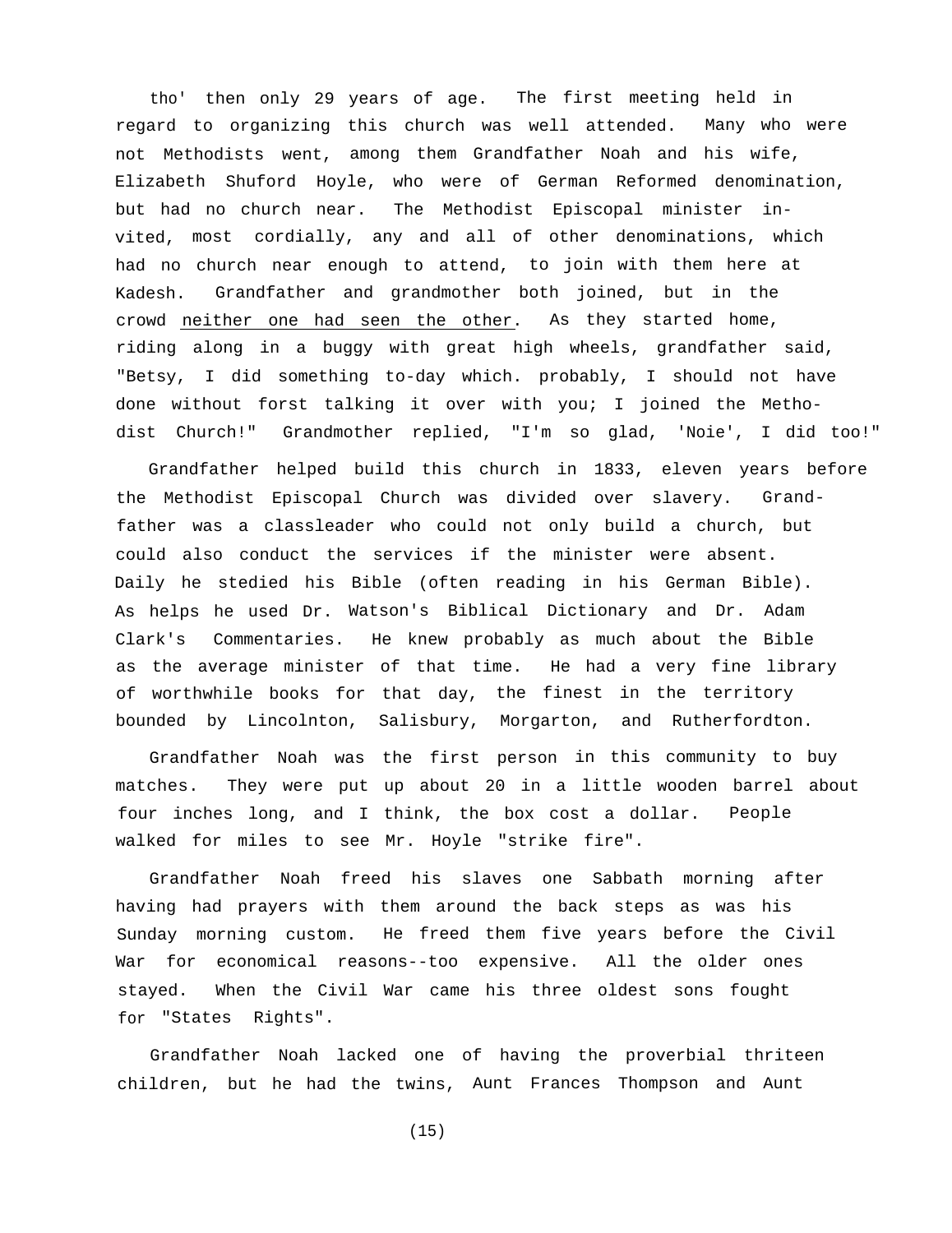tho' then only 29 years of age. The first meeting held in regard to organizing this church was well attended. Many who were not Methodists went, among them Grandfather Noah and his wife, Elizabeth Shuford Hoyle, who were of German Reformed denomination, but had no church near. The Methodist Episcopal minister invited, most cordially, any and all of other denominations, which had no church near enough to attend, to join with them here at Kadesh. Grandfather and grandmother both joined, but in the crowd <u>neither one had seen the other</u>. As they started home, riding along in a buggy with great high wheels, grandfather said, "Betsy, I did something to-day which. probably, I should not have done without forst talking it over with you; I joined the Methodist Church!" Grandmother replied, "I'm so glad, 'Noie', I did too!"

Grandfather helped build this church in 1833, eleven years before the Methodist Episcopal Church was divided over slavery. Grandfather was a classleader who could not only build a church, but could also conduct the services if the minister were absent. Daily he stedied his Bible (often reading in his German Bible). As helps he used Dr. Watson's Biblical Dictionary and Dr. Adam Clark's Commentaries. He knew probably as much about the Bible as the average minister of that time. He had a very fine library of worthwhile books for that day, the finest in the territory bounded by Lincolnton, Salisbury, Morgarton, and Rutherfordton.

Grandfather Noah was the first person in this community to buy matches. They were put up about 20 in a little wooden barrel about four inches long, and I think, the box cost a dollar. People walked for miles to see Mr. Hoyle "strike fire".

Grandfather Noah freed his slaves one Sabbath morning after having had prayers with them around the back steps as was his Sunday morning custom. He freed them five years before the Civil War for economical reasons--too expensive. All the older ones stayed. When the Civil War came his three oldest sons fought for "States Rights".

Grandfather Noah lacked one of having the proverbial thriteen children, but he had the twins, Aunt Frances Thompson and Aunt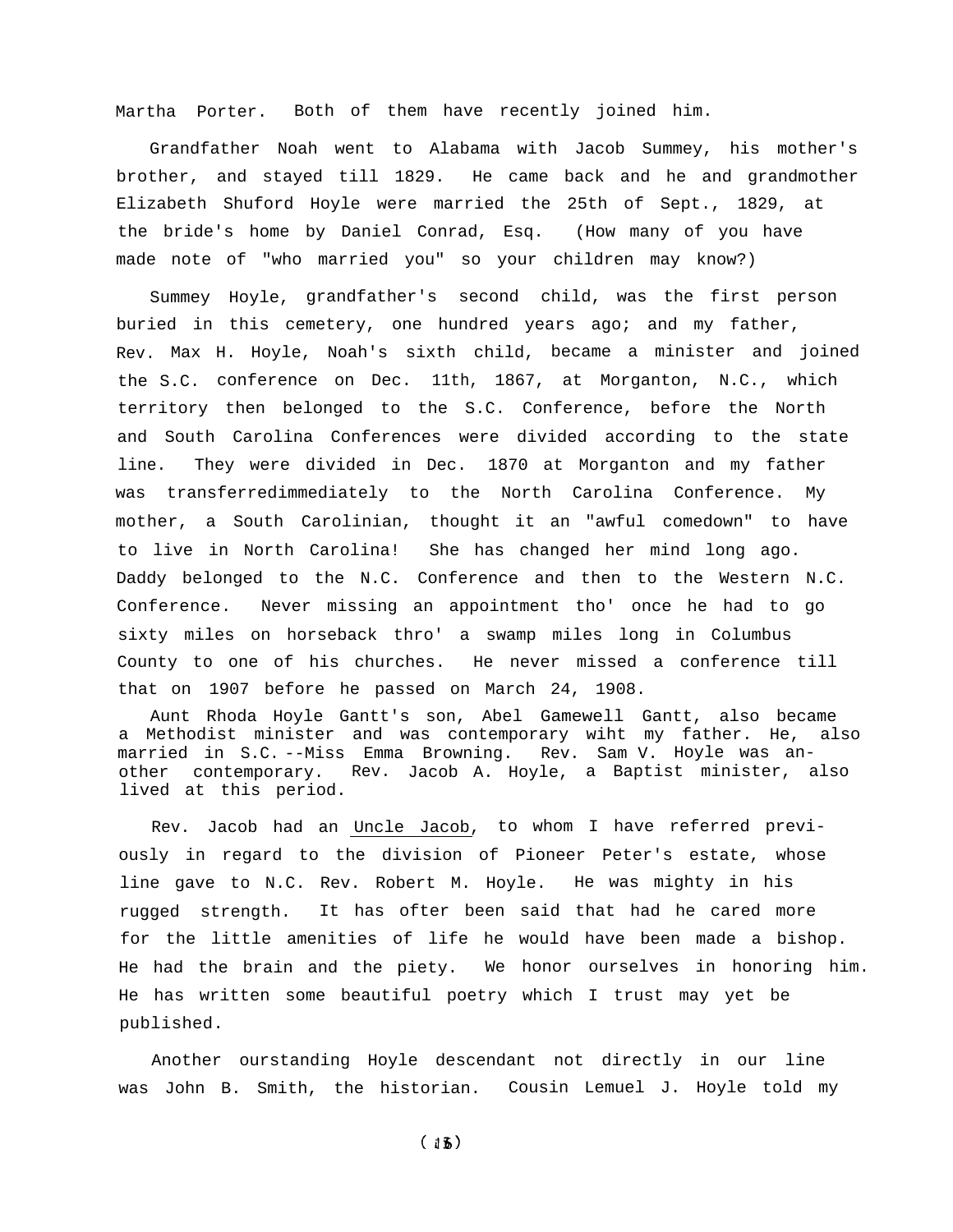Martha Porter. Both of them have recently joined him.

Grandfather Noah went to Alabama with Jacob Summey, his mother's brother, and stayed till 1829. He came back and he and grandmother Elizabeth Shuford Hoyle were married the 25th of Sept., 1829, at the bride's home by Daniel Conrad, Esq. (How many of you have made note of "who married you" so your children may know?)

Summey Hoyle, grandfather's second child, was the first person buried in this cemetery, one hundred years ago; and my father, Rev. Max H. Hoyle, Noah's sixth child, became a minister and joined the S.C. conference on Dec. 11th, 1867, at Morganton, N.C., which territory then belonged to the S.C. Conference, before the North and South Carolina Conferences were divided according to the state line. They were divided in Dec. 1870 at Morganton and my father was transferredimmediately to the North Carolina Conference. My mother, a South Carolinian, thought it an "awful comedown" to have to live in North Carolina! She has changed her mind long ago. Daddy belonged to the N.C. Conference and then to the Western N.C. Conference. Never missing an appointment tho' once he had to go sixty miles on horseback thro' a swamp miles long in Columbus County to one of his churches. He never missed a conference till that on 1907 before he passed on March 24, 1908.

Aunt Rhoda Hoyle Gantt's son, Abel Gamewell Gantt, also became a Methodist minister and was contemporary wiht my father. He, also married in S.C. --Miss Emma Browning. Rev. Sam V. Hoyle was another contemporary. Rev. Jacob A. Hoyle, a Baptist minister, also lived at this period.

Rev. Jacob had an Uncle Jacob, to whom I have referred previously in regard to the division of Pioneer Peter's estate, whose line gave to N.C. Rev. Robert M. Hoyle. He was mighty in his rugged strength. It has ofter been said that had he cared more for the little amenities of life he would have been made a bishop. He had the brain and the piety. We honor ourselves in honoring him. He has written some beautiful poetry which I trust may yet be published.

Another ourstanding Hoyle descendant not directly in our line was John B. Smith, the historian. Cousin Lemuel J. Hoyle told my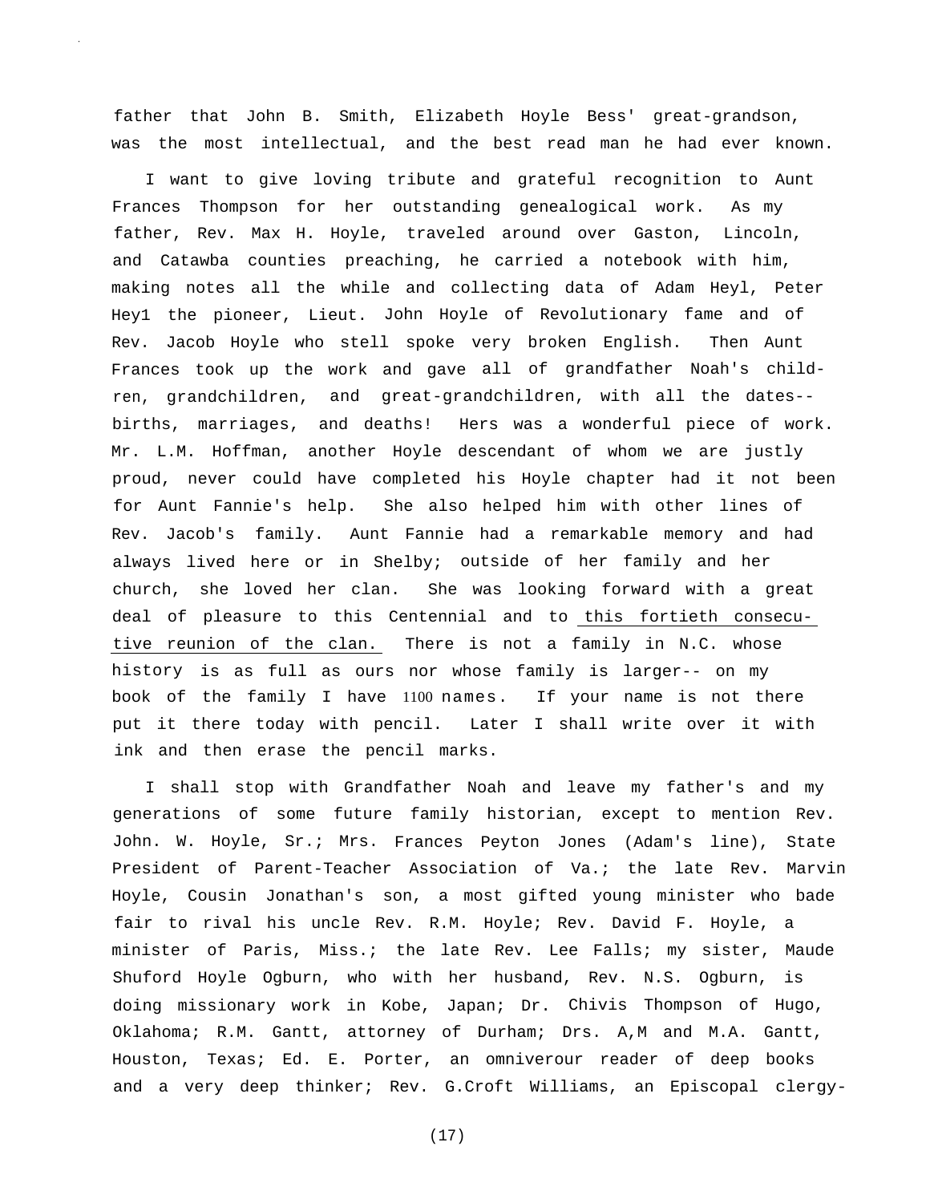father that John B. Smith, Elizabeth Hoyle Bess' great-grandson, was the most intellectual, and the best read man he had ever known.

I want to give loving tribute and grateful recognition to Aunt Frances Thompson for her outstanding genealogical work. As my father, Rev. Max H. Hoyle, traveled around over Gaston, Lincoln, and Catawba counties preaching, he carried a notebook with him, making notes all the while and collecting data of Adam Heyl, Peter Hey1 the pioneer, Lieut. John Hoyle of Revolutionary fame and of Rev. Jacob Hoyle who stell spoke very broken English. Then Aunt Frances took up the work and gave all of grandfather Noah's children, grandchildren, and great-grandchildren, with all the dates--births, marriages, and deaths! Hers was a wonderful piece of work. Mr. L.M. Hoffman, another Hoyle descendant of whom we are justly proud, never could have completed his Hoyle chapter had it not been for Aunt Fannie's help. She also helped him with other lines of Rev. Jacob's family. Aunt Fannie had a remarkable memory and had always lived here or in Shelby; outside of her family and her church, she loved her clan. She was looking forward with a great deal of pleasure to this Centennial and to <u>this fortieth consecutive reunion of the clan.</u> There is not a family in N.C. whose history is as full as ours nor whose family is larger-- on my book of the family I have 1100 names. If your name is not there put it there today with pencil. Later I shall write over it with ink and then erase the pencil marks.

I shall stop with Grandfather Noah and leave my father's and my generations of some future family historian, except to mention Rev. John. W. Hoyle, Sr.; Mrs. Frances Peyton Jones (Adam's line), State President of Parent-Teacher Association of Va.; the late Rev. Marvin Hoyle, Cousin Jonathan's son, a most gifted young minister who bade fair to rival his uncle Rev. R.M. Hoyle; Rev. David F. Hoyle, a minister of Paris, Miss.; the late Rev. Lee Falls; my sister, Maude Shuford Hoyle Ogburn, who with her husband, Rev. N.S. Ogburn, is doing missionary work in Kobe, Japan; Dr. Chivis Thompson of Hugo, Oklahoma; R.M. Gantt, attorney of Durham; Drs. A,M and M.A. Gantt, Houston, Texas; Ed. E. Porter, an omniverour reader of deep books and a very deep thinker; Rev. G.Croft Williams, an Episcopal clergy-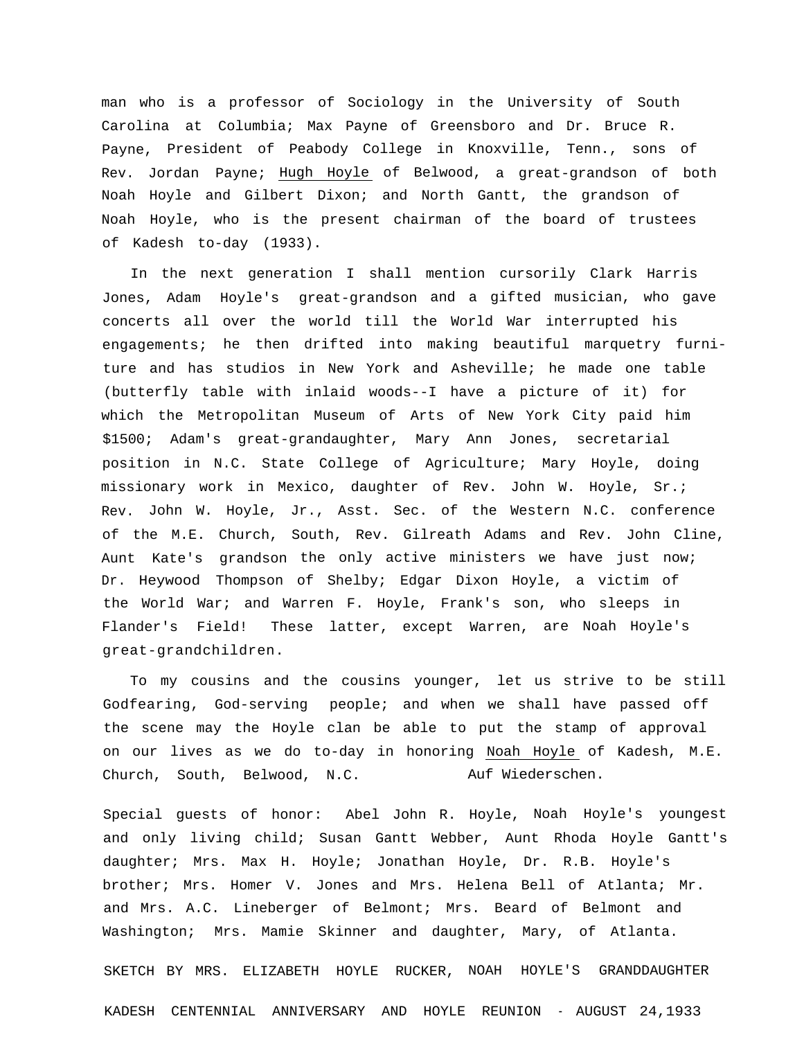man who is a professor of Sociology in the University of South Carolina at Columbia; Max Payne of Greensboro and Dr. Bruce R. Payne, President of Peabody College in Knoxville, Tenn., sons of Rev. Jordan Payne; Hugh Hoyle of Belwood, a great-grandson of both Noah Hoyle and Gilbert Dixon; and North Gantt, the grandson of Noah Hoyle, who is the present chairman of the board of trustees of Kadesh to-day (1933).

In the next generation I shall mention cursorily Clark Harris Jones, Adam Hoyle's great-grandson and a gifted musician, who gave concerts all over the world till the World War interrupted his engagements; he then drifted into making beautiful marquetry furniture and has studios in New York and Asheville; he made one table (butterfly table with inlaid woods--I have a picture of it) for which the Metropolitan Museum of Arts of New York City paid him $1500; Adam's great-grandaughter, Mary Ann Jones, secretarial position in N.C. State College of Agriculture; Mary Hoyle, doing missionary work in Mexico, daughter of Rev. John W. Hoyle, Sr.; Rev. John W. Hoyle, Jr., Asst. Sec. of the Western N.C. conference of the M.E. Church, South, Rev. Gilreath Adams and Rev. John Cline, Aunt Kate's grandson the only active ministers we have just now; Dr. Heywood Thompson of Shelby; Edgar Dixon Hoyle, a victim of the World War; and Warren F. Hoyle, Frank's son, who sleeps in Flander's Field! These latter, except Warren, are Noah Hoyle's great-grandchildren.

To my cousins and the cousins younger, let us strive to be still Godfearing, God-serving people; and when we shall have passed off the scene may the Hoyle clan be able to put the stamp of approval on our lives as we do to-day in honoring Noah Hoyle of Kadesh, M.E. Church, South, Belwood, N.C. Auf Wiederschen.

Special guests of honor: Abel John R. Hoyle, Noah Hoyle's youngest and only living child; Susan Gantt Webber, Aunt Rhoda Hoyle Gantt's daughter; Mrs. Max H. Hoyle; Jonathan Hoyle, Dr. R.B. Hoyle's brother; Mrs. Homer V. Jones and Mrs. Helena Bell of Atlanta; Mr. and Mrs. A.C. Lineberger of Belmont; Mrs. Beard of Belmont and Washington; Mrs. Mamie Skinner and daughter, Mary, of Atlanta.

SKETCH BY MRS. ELIZABETH HOYLE RUCKER, NOAH HOYLE'S GRANDDAUGHTER

KADESH CENTENNIAL ANNIVERSARY AND HOYLE REUNION - AUGUST 24,1933